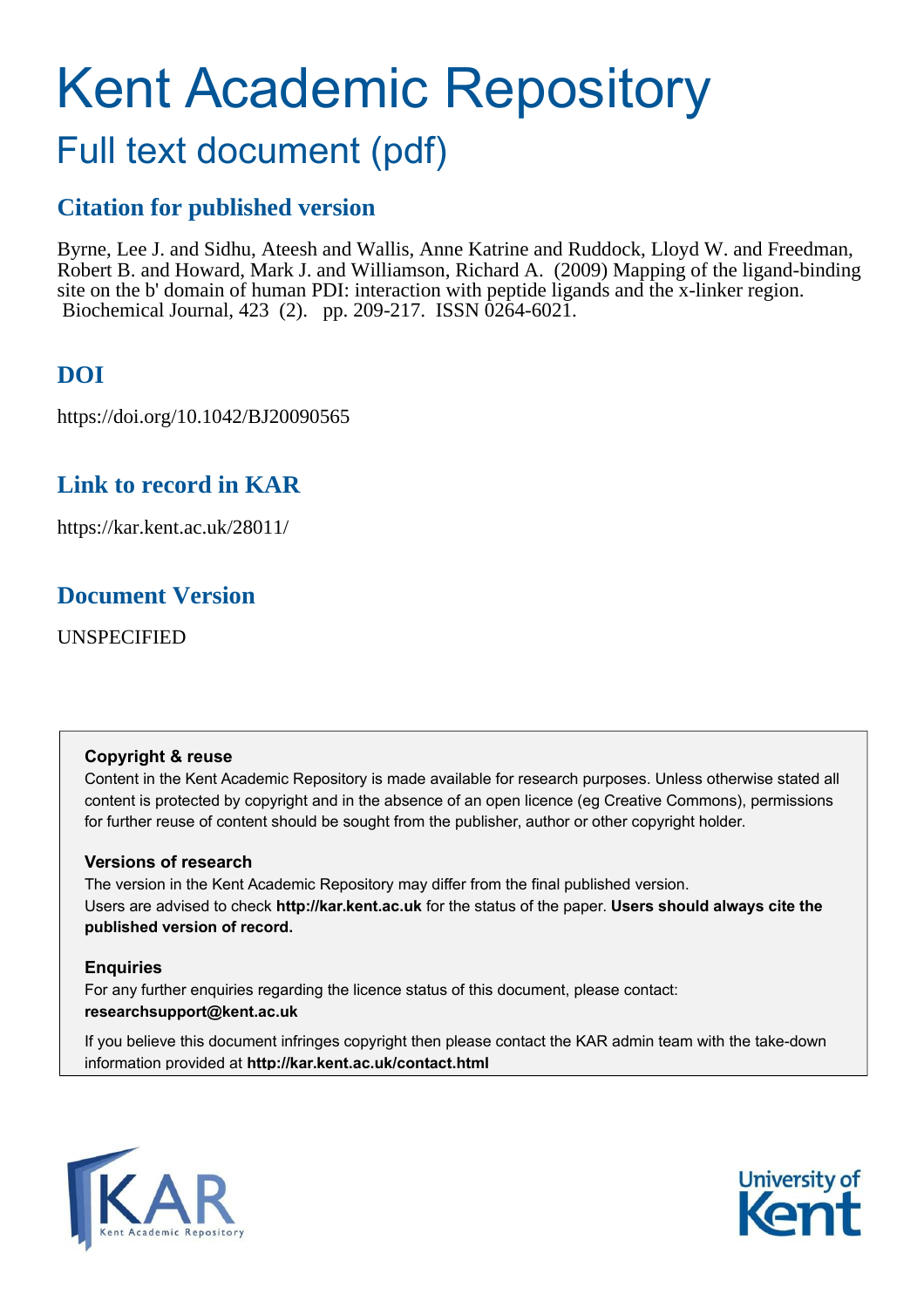# Kent Academic Repository

## Full text document (pdf)

## Citation for published version

Byrne, Lee J. and Sidhu, Ateesh and Wallis, Anne Katrine and Ruddock, Lloyd W. and Freedman, Robert B. and Howard, Mark J. and Williamson, Richard A. (2009) Mapping of the ligand-binding site on the b' domain of human PDI: interaction with peptide ligands and the x-linker region. Biochemical Journal, 423 (2). pp. 209-217. ISSN 0264-6021.

## DOI

https://doi.org/10.1042/BJ20090565

## Link to record in KAR

https://kar.kent.ac.uk/28011/

## Document Version

UNSPECIFIED

### Copyright & reuse

Content in the Kent Academic Repository is made available for research purposes. Unless otherwise stated all content is protected by copyright and in the absence of an open licence (eg Creative Commons), permissions for further reuse of content should be sought from the publisher, author or other copyright holder.

### Versions of research

The version in the Kent Academic Repository may differ from the final published version. Users are advised to check **http://kar.kent.ac.uk** for the status of the paper. **Users should always cite the published version of record.**

### Enquiries

For any further enquiries regarding the licence status of this document, please contact: **researchsupport@kent.ac.uk**

If you believe this document infringes copyright then please contact the KAR admin team with the take-down information provided at **http://kar.kent.ac.uk/contact.html**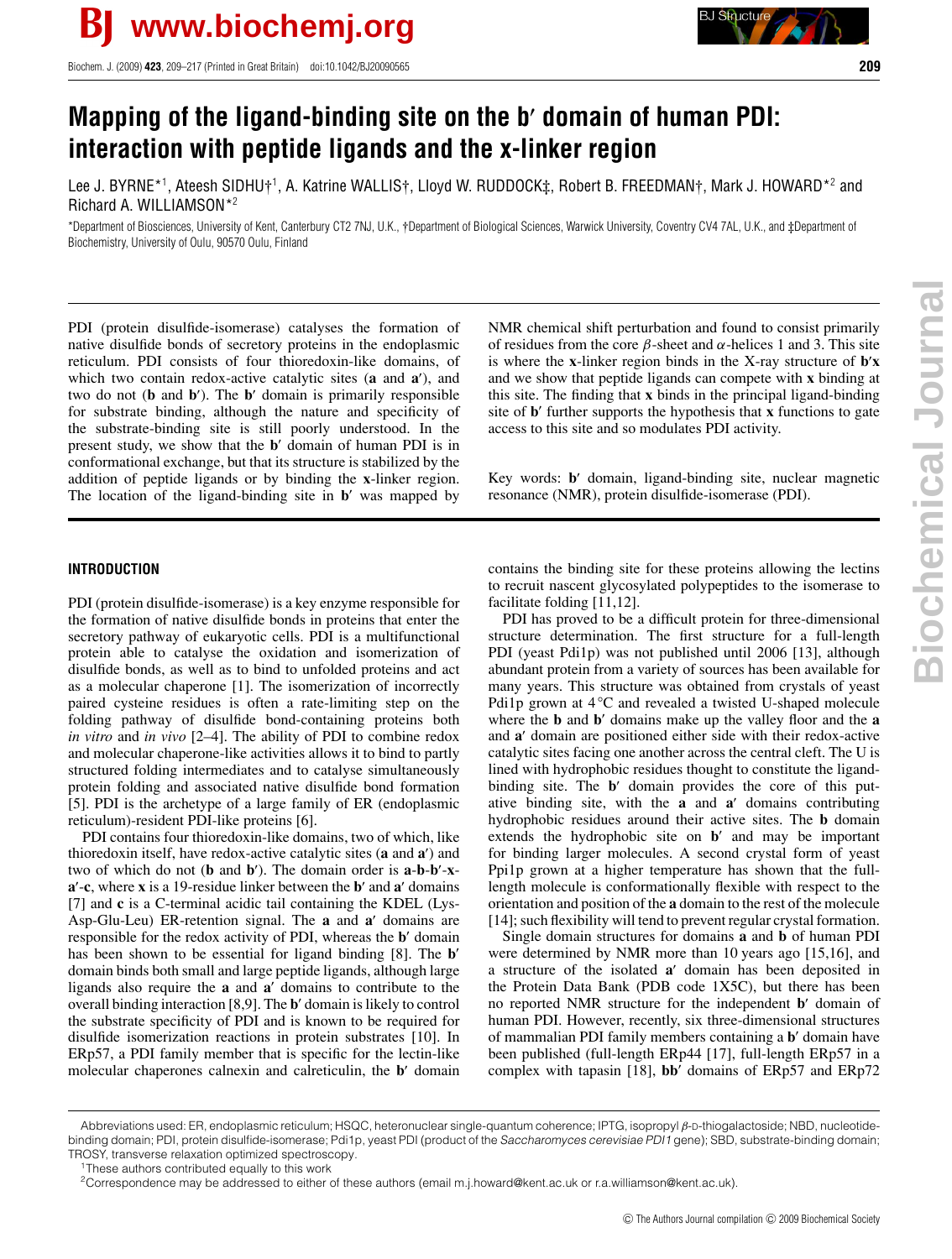# Mapping of the ligand-binding site on the b′ domain of human PDI: interaction with peptide ligands and the x-linker region

Lee J. BYRNE*[1], Ateesh SIDHU†[1], A. Katrine WALLIS†, Lloyd W. RUDDOCK‡, Robert B. FREEDMAN†, Mark J. HOWARD*[2] and Richard A. WILLIAMSON*[2]

*Department of Biosciences, University of Kent, Canterbury CT2 7NJ, U.K., †Department of Biological Sciences, Warwick University, Coventry CV4 7AL, U.K., and ‡Department of Biochemistry, University of Oulu, 90570 Oulu, Finland

PDI (protein disulfide-isomerase) catalyses the formation of native disulfide bonds of secretory proteins in the endoplasmic reticulum. PDI consists of four thioredoxin-like domains, of which two contain redox-active catalytic sites (**a** and **a′**), and two do not (**b** and **b′**). The **b′** domain is primarily responsible for substrate binding, although the nature and specificity of the substrate-binding site is still poorly understood. In the present study, we show that the **b′** domain of human PDI is in conformational exchange, but that its structure is stabilized by the addition of peptide ligands or by binding the **x**-linker region. The location of the ligand-binding site in **b′** was mapped by NMR chemical shift perturbation and found to consist primarily of residues from the core $\beta$-sheet and $\alpha$-helices 1 and 3. This site is where the **x**-linker region binds in the X-ray structure of **b′x** and we show that peptide ligands can compete with **x** binding at this site. The finding that **x** binds in the principal ligand-binding site of **b′** further supports the hypothesis that **x** functions to gate access to this site and so modulates PDI activity.

Key words: **b′** domain, ligand-binding site, nuclear magnetic resonance (NMR), protein disulfide-isomerase (PDI).

## INTRODUCTION

PDI (protein disulfide-isomerase) is a key enzyme responsible for the formation of native disulfide bonds in proteins that enter the secretory pathway of eukaryotic cells. PDI is a multifunctional protein able to catalyse the oxidation and isomerization of disulfide bonds, as well as to bind to unfolded proteins and act as a molecular chaperone [1]. The isomerization of incorrectly paired cysteine residues is often a rate-limiting step on the folding pathway of disulfide bond-containing proteins both *in vitro* and *in vivo* [2–4]. The ability of PDI to combine redox and molecular chaperone-like activities allows it to bind to partly structured folding intermediates and to catalyse simultaneously protein folding and associated native disulfide bond formation [5]. PDI is the archetype of a large family of ER (endoplasmic reticulum)-resident PDI-like proteins [6].

PDI contains four thioredoxin-like domains, two of which, like thioredoxin itself, have redox-active catalytic sites (**a** and **a′**) and two of which do not (**b** and **b′**). The domain order is **a**-**b**-**b′**-**x**-**a′**-**c**, where **x** is a 19-residue linker between the **b′** and **a′** domains [7] and **c** is a C-terminal acidic tail containing the KDEL (Lys-Asp-Glu-Leu) ER-retention signal. The **a** and **a′** domains are responsible for the redox activity of PDI, whereas the **b′** domain has been shown to be essential for ligand binding [8]. The **b′** domain binds both small and large peptide ligands, although large ligands also require the **a** and **a′** domains to contribute to the overall binding interaction [8,9]. The **b′** domain is likely to control the substrate specificity of PDI and is known to be required for disulfide isomerization reactions in protein substrates [10]. In ERp57, a PDI family member that is specific for the lectin-like molecular chaperones calnexin and calreticulin, the **b′** domain contains the binding site for these proteins allowing the lectins to recruit nascent glycosylated polypeptides to the isomerase to facilitate folding [11,12].

PDI has proved to be a difficult protein for three-dimensional structure determination. The first structure for a full-length PDI (yeast Pdi1p) was not published until 2006 [13], although abundant protein from a variety of sources has been available for many years. This structure was obtained from crystals of yeast Pdi1p grown at 4 °C and revealed a twisted U-shaped molecule where the **b** and **b′** domains make up the valley floor and the **a** and **a′** domain are positioned either side with their redox-active catalytic sites facing one another across the central cleft. The U is lined with hydrophobic residues thought to constitute the ligand-binding site. The **b′** domain provides the core of this putative binding site, with the **a** and **a′** domains contributing hydrophobic residues around their active sites. The **b** domain extends the hydrophobic site on **b′** and may be important for binding larger molecules. A second crystal form of yeast Ppi1p grown at a higher temperature has shown that the full-length molecule is conformationally flexible with respect to the orientation and position of the **a** domain to the rest of the molecule [14]; such flexibility will tend to prevent regular crystal formation.

Single domain structures for domains **a** and **b** of human PDI were determined by NMR more than 10 years ago [15,16], and a structure of the isolated **a′** domain has been deposited in the Protein Data Bank (PDB code 1X5C), but there has been no reported NMR structure for the independent **b′** domain of human PDI. However, recently, six three-dimensional structures of mammalian PDI family members containing a **b′** domain have been published (full-length ERp44 [17], full-length ERp57 in a complex with tapasin [18], **bb′** domains of ERp57 and ERp72

Abbreviations used: ER, endoplasmic reticulum; HSQC, heteronuclear single-quantum coherence; IPTG, isopropyl $\beta$-D-thiogalactoside; NBD, nucleotide-binding domain; PDI, protein disulfide-isomerase; Pdi1p, yeast PDI (product of the *Saccharomyces cerevisiae PDI1* gene); SBD, substrate-binding domain; TROSY, transverse relaxation optimized spectroscopy.

[1]These authors contributed equally to this work

[2]Correspondence may be addressed to either of these authors (email m.j.howard@kent.ac.uk or r.a.williamson@kent.ac.uk).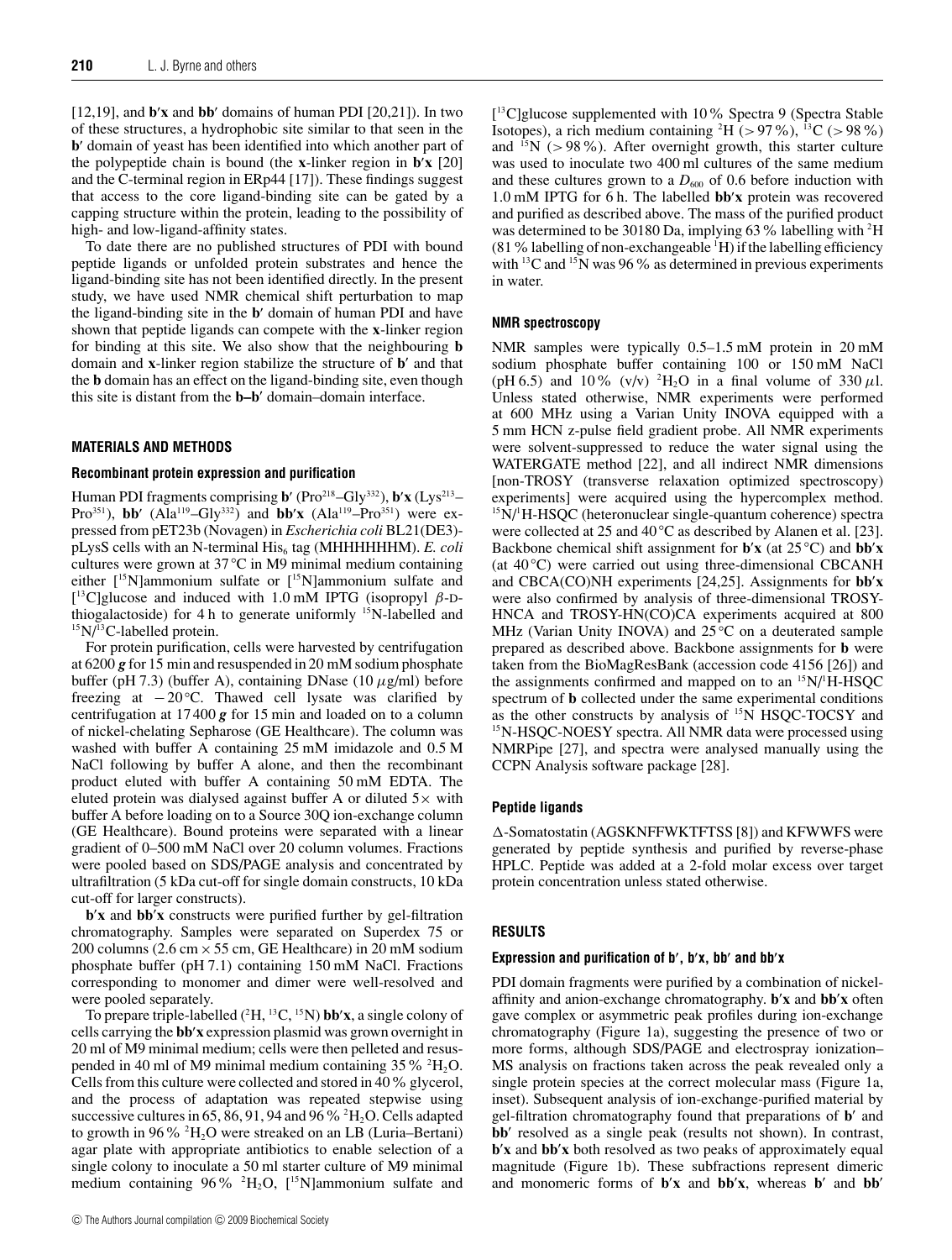[12,19], and **b′x** and **bb′** domains of human PDI [20,21]). In two of these structures, a hydrophobic site similar to that seen in the **b′** domain of yeast has been identified into which another part of the polypeptide chain is bound (the **x**-linker region in **b′x** [20] and the C-terminal region in ERp44 [17]). These findings suggest that access to the core ligand-binding site can be gated by a capping structure within the protein, leading to the possibility of high- and low-ligand-affinity states.

To date there are no published structures of PDI with bound peptide ligands or unfolded protein substrates and hence the ligand-binding site has not been identified directly. In the present study, we have used NMR chemical shift perturbation to map the ligand-binding site in the **b′** domain of human PDI and have shown that peptide ligands can compete with the **x**-linker region for binding at this site. We also show that the neighbouring **b** domain and **x**-linker region stabilize the structure of **b′** and that the **b** domain has an effect on the ligand-binding site, even though this site is distant from the **b–b′** domain–domain interface.

## MATERIALS AND METHODS

### Recombinant protein expression and purification

Human PDI fragments comprising **b′** ($Pro^{218}$–$Gly^{332}$), **b′x** ($Lys^{213}$–$Pro^{351}$), **bb′** ($Ala^{119}$–$Gly^{332}$) and **bb′x** ($Ala^{119}$–$Pro^{351}$) were expressed from pET23b (Novagen) in *Escherichia coli* BL21(DE3)-pLysS cells with an N-terminal $His_6$ tag (MHHHHHHM). *E. coli* cultures were grown at 37 °C in M9 minimal medium containing either [$^{15}$N]ammonium sulfate or [$^{15}$N]ammonium sulfate and [$^{13}$C]glucose and induced with 1.0 mM IPTG (isopropyl β-D-thiogalactoside) for 4 h to generate uniformly $^{15}$N-labelled and $^{15}$N/$^{13}$C-labelled protein.

For protein purification, cells were harvested by centrifugation at 6200 ***g*** for 15 min and resuspended in 20 mM sodium phosphate buffer (pH 7.3) (buffer A), containing DNase (10 μg/ml) before freezing at −20 °C. Thawed cell lysate was clarified by centrifugation at 17 400 ***g*** for 15 min and loaded on to a column of nickel-chelating Sepharose (GE Healthcare). The column was washed with buffer A containing 25 mM imidazole and 0.5 M NaCl following by buffer A alone, and then the recombinant product eluted with buffer A containing 50 mM EDTA. The eluted protein was dialysed against buffer A or diluted 5× with buffer A before loading on to a Source 30Q ion-exchange column (GE Healthcare). Bound proteins were separated with a linear gradient of 0–500 mM NaCl over 20 column volumes. Fractions were pooled based on SDS/PAGE analysis and concentrated by ultrafiltration (5 kDa cut-off for single domain constructs, 10 kDa cut-off for larger constructs).

**b′x** and **bb′x** constructs were purified further by gel-filtration chromatography. Samples were separated on Superdex 75 or 200 columns (2.6 cm × 55 cm, GE Healthcare) in 20 mM sodium phosphate buffer (pH 7.1) containing 150 mM NaCl. Fractions corresponding to monomer and dimer were well-resolved and were pooled separately.

To prepare triple-labelled ($^{2}$H, $^{13}$C, $^{15}$N) **bb′x**, a single colony of cells carrying the **bb′x** expression plasmid was grown overnight in 20 ml of M9 minimal medium; cells were then pelleted and resuspended in 40 ml of M9 minimal medium containing 35 % $^{2}H_2O$. Cells from this culture were collected and stored in 40 % glycerol, and the process of adaptation was repeated stepwise using successive cultures in 65, 86, 91, 94 and 96 % $^{2}H_2O$. Cells adapted to growth in 96 % $^{2}H_2O$ were streaked on an LB (Luria–Bertani) agar plate with appropriate antibiotics to enable selection of a single colony to inoculate a 50 ml starter culture of M9 minimal medium containing 96 % $^{2}H_2O$, [$^{15}$N]ammonium sulfate and [$^{13}$C]glucose supplemented with 10 % Spectra 9 (Spectra Stable Isotopes), a rich medium containing $^{2}$H (> 97 %), $^{13}$C (> 98 %) and $^{15}$N (> 98 %). After overnight growth, this starter culture was used to inoculate two 400 ml cultures of the same medium and these cultures grown to a $D_{600}$ of 0.6 before induction with 1.0 mM IPTG for 6 h. The labelled **bb′x** protein was recovered and purified as described above. The mass of the purified product was determined to be 30180 Da, implying 63 % labelling with $^{2}$H (81 % labelling of non-exchangeable $^{1}$H) if the labelling efficiency with $^{13}$C and $^{15}$N was 96 % as determined in previous experiments in water.

### NMR spectroscopy

NMR samples were typically 0.5–1.5 mM protein in 20 mM sodium phosphate buffer containing 100 or 150 mM NaCl (pH 6.5) and 10 % (v/v) $^{2}H_2O$ in a final volume of 330 μl. Unless stated otherwise, NMR experiments were performed at 600 MHz using a Varian Unity INOVA equipped with a 5 mm HCN z-pulse field gradient probe. All NMR experiments were solvent-suppressed to reduce the water signal using the WATERGATE method [22], and all indirect NMR dimensions [non-TROSY (transverse relaxation optimized spectroscopy) experiments] were acquired using the hypercomplex method. $^{15}$N/$^{1}$H-HSQC (heteronuclear single-quantum coherence) spectra were collected at 25 and 40 °C as described by Alanen et al. [23]. Backbone chemical shift assignment for **b′x** (at 25 °C) and **bb′x** (at 40 °C) were carried out using three-dimensional CBCANH and CBCA(CO)NH experiments [24,25]. Assignments for **bb′x** were also confirmed by analysis of three-dimensional TROSY-HNCA and TROSY-HN(CO)CA experiments acquired at 800 MHz (Varian Unity INOVA) and 25 °C on a deuterated sample prepared as described above. Backbone assignments for **b** were taken from the BioMagResBank (accession code 4156 [26]) and the assignments confirmed and mapped on to an $^{15}$N/$^{1}$H-HSQC spectrum of **b** collected under the same experimental conditions as the other constructs by analysis of $^{15}$N HSQC-TOCSY and $^{15}$N-HSQC-NOESY spectra. All NMR data were processed using NMRPipe [27], and spectra were analysed manually using the CCPN Analysis software package [28].

### Peptide ligands

Δ-Somatostatin (AGSKNFFWKTFTSS [8]) and KFWWFS were generated by peptide synthesis and purified by reverse-phase HPLC. Peptide was added at a 2-fold molar excess over target protein concentration unless stated otherwise.

## RESULTS

### Expression and purification of b′, b′x, bb′ and bb′x

PDI domain fragments were purified by a combination of nickel-affinity and anion-exchange chromatography. **b′x** and **bb′x** often gave complex or asymmetric peak profiles during ion-exchange chromatography (Figure 1a), suggesting the presence of two or more forms, although SDS/PAGE and electrospray ionization–MS analysis on fractions taken across the peak revealed only a single protein species at the correct molecular mass (Figure 1a, inset). Subsequent analysis of ion-exchange-purified material by gel-filtration chromatography found that preparations of **b′** and **bb′** resolved as a single peak (results not shown). In contrast, **b′x** and **bb′x** both resolved as two peaks of approximately equal magnitude (Figure 1b). These subfractions represent dimeric and monomeric forms of **b′x** and **bb′x**, whereas **b′** and **bb′**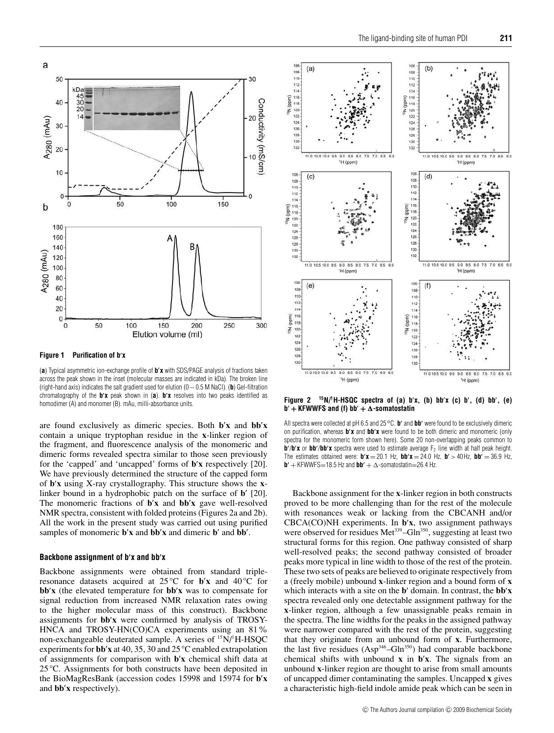**Figure 1 Purification of b′x**

(**a**) Typical asymmetric ion-exchange profile of **b′x** with SDS/PAGE analysis of fractions taken across the peak shown in the inset (molecular masses are indicated in kDa). The broken line (right-hand axis) indicates the salt gradient used for elution (0 – 0.5 M NaCl). (**b**) Gel-filtration chromatography of the **b′x** peak shown in (**a**). **b′x** resolves into two peaks identified as homodimer (A) and monomer (B). mAu, milli-absorbance units.

are found exclusively as dimeric species. Both **b′x** and **bb′x** contain a unique tryptophan residue in the **x**-linker region of the fragment, and fluorescence analysis of the monomeric and dimeric forms revealed spectra similar to those seen previously for the 'capped' and 'uncapped' forms of **b′x** respectively [20]. We have previously determined the structure of the capped form of **b′x** using X-ray crystallography. This structure shows the **x**-linker bound in a hydrophobic patch on the surface of **b′** [20]. The monomeric fractions of **b′x** and **bb′x** gave well-resolved NMR spectra, consistent with folded proteins (Figures 2a and 2b). All the work in the present study was carried out using purified samples of monomeric **b′x** and **bb′x** and dimeric **b′** and **bb′**.

### Backbone assignment of b′x and bb′x

Backbone assignments were obtained from standard triple-resonance datasets acquired at 25 °C for **b′x** and 40 °C for **bb′x** (the elevated temperature for **bb′x** was to compensate for signal reduction from increased NMR relaxation rates owing to the higher molecular mass of this construct). Backbone assignments for **bb′x** were confirmed by analysis of TROSY-HNCA and TROSY-HN(CO)CA experiments using an 81 % non-exchangeable deuterated sample. A series of $^{15}N/^{1}H$-HSQC experiments for **bb′x** at 40, 35, 30 and 25 °C enabled extrapolation of assignments for comparison with **b′x** chemical shift data at 25 °C. Assignments for both constructs have been deposited in the BioMagResBank (accession codes 15998 and 15974 for **b′x** and **bb′x** respectively).

**Figure 2 $^{15}N/^{1}H$-HSQC spectra of (a) b′x, (b) bb′x (c) b′, (d) bb′, (e) b′ + KFWWFS and (f) bb′ + Δ-somatostatin**

All spectra were collected at pH 6.5 and 25 °C. **b′** and **bb′** were found to be exclusively dimeric on purification, whereas **b′x** and **bb′x** were found to be both dimeric and monomeric (only spectra for the monomeric form shown here). Some 20 non-overlapping peaks common to **b′**/**b′x** or **bb′**/**bb′x** spectra were used to estimate average $F_2$ line width at half peak height. The estimates obtained were: **b′x** = 20.1 Hz, **bb′x** = 24.0 Hz, **b′** > 40 Hz, **bb′** = 36.9 Hz, **b′** + KFWWFS = 18.5 Hz and **bb′** + Δ-somatostatin = 26.4 Hz.

Backbone assignment for the **x**-linker region in both constructs proved to be more challenging than for the rest of the molecule with resonances weak or lacking from the CBCANH and/or CBCA(CO)NH experiments. In **b′x**, two assignment pathways were observed for residues Met[339]–Gln[350], suggesting at least two structural forms for this region. One pathway consisted of sharp well-resolved peaks; the second pathway consisted of broader peaks more typical in line width to those of the rest of the protein. These two sets of peaks are believed to originate respectively from a (freely mobile) unbound **x**-linker region and a bound form of **x** which interacts with a site on the **b′** domain. In contrast, the **bb′x** spectra revealed only one detectable assignment pathway for the **x**-linker region, although a few unassignable peaks remain in the spectra. The line widths for the peaks in the assigned pathway were narrower compared with the rest of the protein, suggesting that they originate from an unbound form of **x**. Furthermore, the last five residues (Asp[346]–Gln[350]) had comparable backbone chemical shifts with unbound **x** in **b′x**. The signals from an unbound **x**-linker region are thought to arise from small amounts of uncapped dimer contaminating the samples. Uncapped **x** gives a characteristic high-field indole amide peak which can be seen in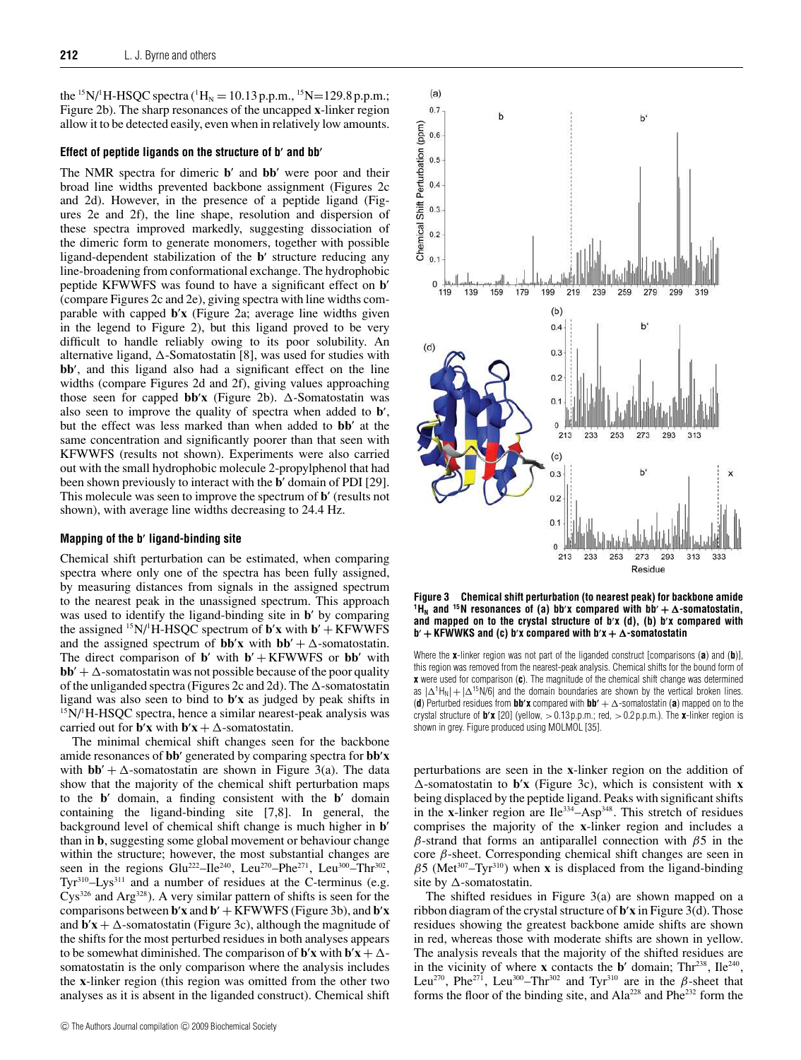the $^{15}$N/$^{1}$H-HSQC spectra ($^{1}$H$_N$ = 10.13 p.p.m., $^{15}$N=129.8 p.p.m.; Figure 2b). The sharp resonances of the uncapped **x**-linker region allow it to be detected easily, even when in relatively low amounts.

### Effect of peptide ligands on the structure of b′ and bb′

The NMR spectra for dimeric **b′** and **bb′** were poor and their broad line widths prevented backbone assignment (Figures 2c and 2d). However, in the presence of a peptide ligand (Figures 2e and 2f), the line shape, resolution and dispersion of these spectra improved markedly, suggesting dissociation of the dimeric form to generate monomers, together with possible ligand-dependent stabilization of the **b′** structure reducing any line-broadening from conformational exchange. The hydrophobic peptide KFWWFS was found to have a significant effect on **b′** (compare Figures 2c and 2e), giving spectra with line widths comparable with capped **b′x** (Figure 2a; average line widths given in the legend to Figure 2), but this ligand proved to be very difficult to handle reliably owing to its poor solubility. An alternative ligand, Δ-Somatostatin [8], was used for studies with **bb′**, and this ligand also had a significant effect on the line widths (compare Figures 2d and 2f), giving values approaching those seen for capped **bb′x** (Figure 2b). Δ-Somatostatin was also seen to improve the quality of spectra when added to **b′**, but the effect was less marked than when added to **bb′** at the same concentration and significantly poorer than that seen with KFWWFS (results not shown). Experiments were also carried out with the small hydrophobic molecule 2-propylphenol that had been shown previously to interact with the **b′** domain of PDI [29]. This molecule was seen to improve the spectrum of **b′** (results not shown), with average line widths decreasing to 24.4 Hz.

### Mapping of the b′ ligand-binding site

Chemical shift perturbation can be estimated, when comparing spectra where only one of the spectra has been fully assigned, by measuring distances from signals in the assigned spectrum to the nearest peak in the unassigned spectrum. This approach was used to identify the ligand-binding site in **b′** by comparing the assigned $^{15}$N/$^{1}$H-HSQC spectrum of **b′x** with **b′** + KFWWFS and the assigned spectrum of **bb′x** with **bb′** + Δ-somatostatin. The direct comparison of **b′** with **b′** + KFWWFS or **bb′** with **bb′** + Δ-somatostatin was not possible because of the poor quality of the unliganded spectra (Figures 2c and 2d). The Δ-somatostatin ligand was also seen to bind to **b′x** as judged by peak shifts in $^{15}$N/$^{1}$H-HSQC spectra, hence a similar nearest-peak analysis was carried out for **b′x** with **b′x** + Δ-somatostatin.

The minimal chemical shift changes seen for the backbone amide resonances of **bb′** generated by comparing spectra for **bb′x** with **bb′** + Δ-somatostatin are shown in Figure 3(a). The data show that the majority of the chemical shift perturbation maps to the **b′** domain, a finding consistent with the **b′** domain containing the ligand-binding site [7,8]. In general, the background level of chemical shift change is much higher in **b′** than in **b**, suggesting some global movement or behaviour change within the structure; however, the most substantial changes are seen in the regions Glu[222]–Ile[240], Leu[270]–Phe[271], Leu[300]–Thr[302], Tyr[310]–Lys[311] and a number of residues at the C-terminus (e.g. Cys[326] and Arg[328]). A very similar pattern of shifts is seen for the comparisons between **b′x** and **b′** + KFWWFS (Figure 3b), and **b′x** and **b′x** + Δ-somatostatin (Figure 3c), although the magnitude of the shifts for the most perturbed residues in both analyses appears to be somewhat diminished. The comparison of **b′x** with **b′x** + Δ-somatostatin is the only comparison where the analysis includes the **x**-linker region (this region was omitted from the other two analyses as it is absent in the liganded construct). Chemical shift perturbations are seen in the **x**-linker region on the addition of Δ-somatostatin to **b′x** (Figure 3c), which is consistent with **x** being displaced by the peptide ligand. Peaks with significant shifts in the **x**-linker region are Ile[334]–Asp[348]. This stretch of residues comprises the majority of the **x**-linker region and includes a β-strand that forms an antiparallel connection with β5 in the core β-sheet. Corresponding chemical shift changes are seen in β5 (Met[307]–Tyr[310]) when **x** is displaced from the ligand-binding site by Δ-somatostatin.

The shifted residues in Figure 3(a) are shown mapped on a ribbon diagram of the crystal structure of **b′x** in Figure 3(d). Those residues showing the greatest backbone amide shifts are shown in red, whereas those with moderate shifts are shown in yellow. The analysis reveals that the majority of the shifted residues are in the vicinity of where **x** contacts the **b′** domain; Thr[238], Ile[240], Leu[270], Phe[271], Leu[300]–Thr[302] and Tyr[310] are in the β-sheet that forms the floor of the binding site, and Ala[228] and Phe[232] form the

**Figure 3 Chemical shift perturbation (to nearest peak) for backbone amide $^{1}$H$_N$ and $^{15}$N resonances of (a) bb′x compared with bb′ + Δ-somatostatin, and mapped on to the crystal structure of b′x (d), (b) b′x compared with b′ + KFWWKS and (c) b′x compared with b′x + Δ-somatostatin**

Where the **x**-linker region was not part of the liganded construct [comparisons (**a**) and (**b**)], this region was removed from the nearest-peak analysis. Chemical shifts for the bound form of **x** were used for comparison (**c**). The magnitude of the chemical shift change was determined as $|\Delta^{1}H_N| + |\Delta^{15}N/6|$ and the domain boundaries are shown by the vertical broken lines. (**d**) Perturbed residues from **bb′x** compared with **bb′** + Δ-somatostatin (**a**) mapped on to the crystal structure of **b′x** [20] (yellow, > 0.13 p.p.m.; red, > 0.2 p.p.m.). The **x**-linker region is shown in grey. Figure produced using MOLMOL [35].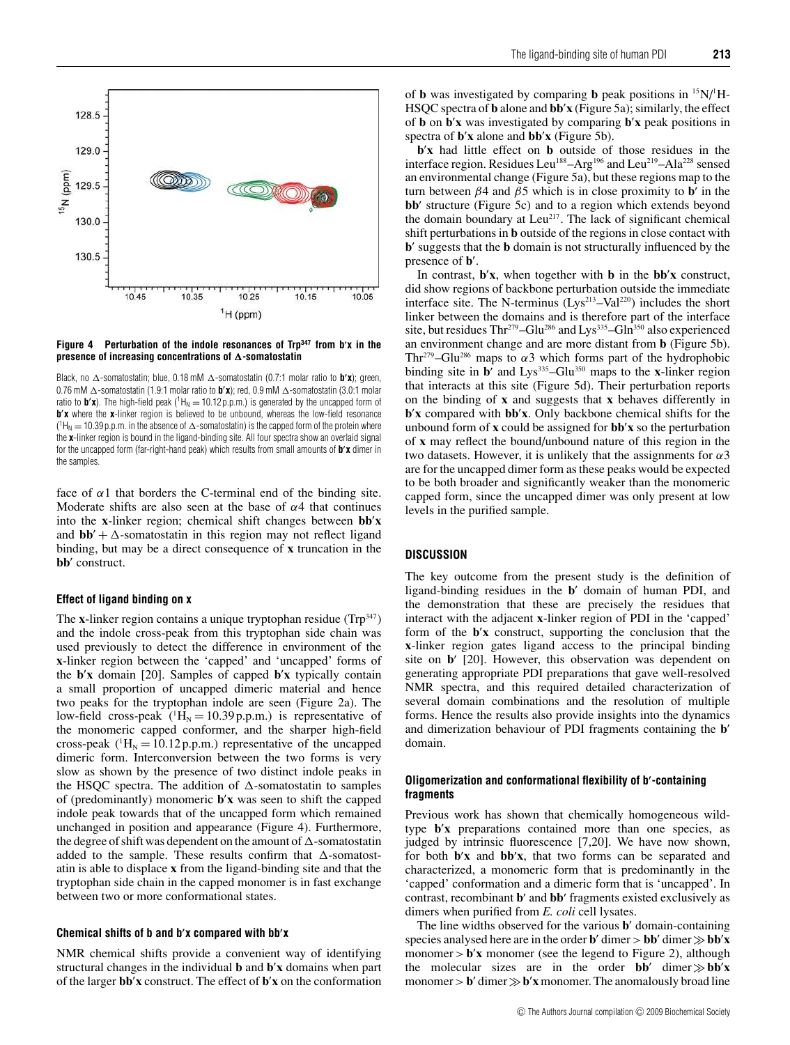128.5
129.0
129.5
130.0
130.5
$^{15}$N (ppm)
10.45 10.35 10.25 10.15 10.05
$^{1}$H (ppm)

**Figure 4 Perturbation of the indole resonances of Trp[347] from b′x in the presence of increasing concentrations of Δ-somatostatin**

Black, no Δ-somatostatin; blue, 0.18 mM Δ-somatostatin (0.7:1 molar ratio to **b′x**); green, 0.76 mM Δ-somatostatin (1.9:1 molar ratio to **b′x**); red, 0.9 mM Δ-somatostatin (3.0:1 molar ratio to **b′x**). The high-field peak ($^{1}$H$_N$ = 10.12 p.p.m.) is generated by the uncapped form of **b′x** where the **x**-linker region is believed to be unbound, whereas the low-field resonance ($^{1}$H$_N$ = 10.39 p.p.m. in the absence of Δ-somatostatin) is the capped form of the protein where the **x**-linker region is bound in the ligand-binding site. All four spectra show an overlaid signal for the uncapped form (far-right-hand peak) which results from small amounts of **b′x** dimer in the samples.

face of $\alpha$1 that borders the C-terminal end of the binding site. Moderate shifts are also seen at the base of $\alpha$4 that continues into the **x**-linker region; chemical shift changes between **bb′x** and **bb′** + Δ-somatostatin in this region may not reflect ligand binding, but may be a direct consequence of **x** truncation in the **bb′** construct.

### Effect of ligand binding on x

The **x**-linker region contains a unique tryptophan residue (Trp[347]) and the indole cross-peak from this tryptophan side chain was used previously to detect the difference in environment of the **x**-linker region between the 'capped' and 'uncapped' forms of the **b′x** domain [20]. Samples of capped **b′x** typically contain a small proportion of uncapped dimeric material and hence two peaks for the tryptophan indole are seen (Figure 2a). The low-field cross-peak ($^{1}$H$_N$ = 10.39 p.p.m.) is representative of the monomeric capped conformer, and the sharper high-field cross-peak ($^{1}$H$_N$ = 10.12 p.p.m.) representative of the uncapped dimeric form. Interconversion between the two forms is very slow as shown by the presence of two distinct indole peaks in the HSQC spectra. The addition of Δ-somatostatin to samples of (predominantly) monomeric **b′x** was seen to shift the capped indole peak towards that of the uncapped form which remained unchanged in position and appearance (Figure 4). Furthermore, the degree of shift was dependent on the amount of Δ-somatostatin added to the sample. These results confirm that Δ-somatostatin is able to displace **x** from the ligand-binding site and that the tryptophan side chain in the capped monomer is in fast exchange between two or more conformational states.

### Chemical shifts of b and b′x compared with bb′x

NMR chemical shifts provide a convenient way of identifying structural changes in the individual **b** and **b′x** domains when part of the larger **bb′x** construct. The effect of **b′x** on the conformation of **b** was investigated by comparing **b** peak positions in $^{15}$N/$^{1}$H-HSQC spectra of **b** alone and **bb′x** (Figure 5a); similarly, the effect of **b** on **b′x** was investigated by comparing **b′x** peak positions in spectra of **b′x** alone and **bb′x** (Figure 5b).

**b′x** had little effect on **b** outside of those residues in the interface region. Residues Leu[188]–Arg[196] and Leu[219]–Ala[228] sensed an environmental change (Figure 5a), but these regions map to the turn between $\beta$4 and $\beta$5 which is in close proximity to **b′** in the **bb′** structure (Figure 5c) and to a region which extends beyond the domain boundary at Leu[217]. The lack of significant chemical shift perturbations in **b** outside of the regions in close contact with **b′** suggests that the **b** domain is not structurally influenced by the presence of **b′**.

In contrast, **b′x**, when together with **b** in the **bb′x** construct, did show regions of backbone perturbation outside the immediate interface site. The N-terminus (Lys[213]–Val[220]) includes the short linker between the domains and is therefore part of the interface site, but residues Thr[279]–Glu[286] and Lys[335]–Gln[350] also experienced an environment change and are more distant from **b** (Figure 5b). Thr[279]–Glu[286] maps to $\alpha$3 which forms part of the hydrophobic binding site in **b′** and Lys[335]–Glu[350] maps to the **x**-linker region that interacts at this site (Figure 5d). Their perturbation reports on the binding of **x** and suggests that **x** behaves differently in **b′x** compared with **bb′x**. Only backbone chemical shifts for the unbound form of **x** could be assigned for **bb′x** so the perturbation of **x** may reflect the bound/unbound nature of this region in the two datasets. However, it is unlikely that the assignments for $\alpha$3 are for the uncapped dimer form as these peaks would be expected to be both broader and significantly weaker than the monomeric capped form, since the uncapped dimer was only present at low levels in the purified sample.

## DISCUSSION

The key outcome from the present study is the definition of ligand-binding residues in the **b′** domain of human PDI, and the demonstration that these are precisely the residues that interact with the adjacent **x**-linker region of PDI in the 'capped' form of the **b′x** construct, supporting the conclusion that the **x**-linker region gates ligand access to the principal binding site on **b′** [20]. However, this observation was dependent on generating appropriate PDI preparations that gave well-resolved NMR spectra, and this required detailed characterization of several domain combinations and the resolution of multiple forms. Hence the results also provide insights into the dynamics and dimerization behaviour of PDI fragments containing the **b′** domain.

### Oligomerization and conformational flexibility of b′-containing fragments

Previous work has shown that chemically homogeneous wild-type **b′x** preparations contained more than one species, as judged by intrinsic fluorescence [7,20]. We have now shown, for both **b′x** and **bb′x**, that two forms can be separated and characterized, a monomeric form that is predominantly in the 'capped' conformation and a dimeric form that is 'uncapped'. In contrast, recombinant **b′** and **bb′** fragments existed exclusively as dimers when purified from *E. coli* cell lysates.

The line widths observed for the various **b′** domain-containing species analysed here are in the order **b′** dimer > **bb′** dimer ≫ **bb′x** monomer > **b′x** monomer (see the legend to Figure 2), although the molecular sizes are in the order **bb′** dimer ≫ **bb′x** monomer > **b′** dimer ≫ **b′x** monomer. The anomalously broad line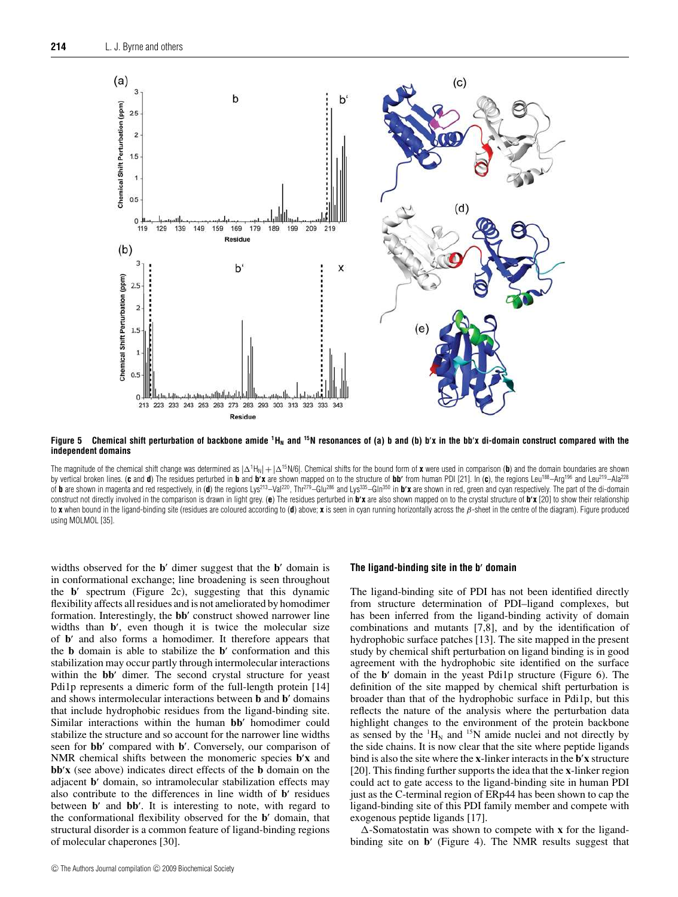**Figure 5 Chemical shift perturbation of backbone amide $^1H_N$ and $^{15}N$ resonances of (a) b and (b) b′x in the bb′x di-domain construct compared with the independent domains**

The magnitude of the chemical shift change was determined as $|\Delta^1H_N| + |\Delta^{15}N/6|$. Chemical shifts for the bound form of **x** were used in comparison (**b**) and the domain boundaries are shown by vertical broken lines. (**c** and **d**) The residues perturbed in **b** and **b′x** are shown mapped on to the structure of **bb′** from human PDI [21]. In (**c**), the regions Leu[188]–Arg[196] and Leu[219]–Ala[228] of **b** are shown in magenta and red respectively, in (**d**) the regions Lys[213]–Val[220], Thr[279]–Glu[286] and Lys[335]–Gln[350] in **b′x** are shown in red, green and cyan respectively. The part of the di-domain construct not directly involved in the comparison is drawn in light grey. (**e**) The residues perturbed in **b′x** are also shown mapped on to the crystal structure of **b′x** [20] to show their relationship to **x** when bound in the ligand-binding site (residues are coloured according to (**d**) above; **x** is seen in cyan running horizontally across the $\beta$-sheet in the centre of the diagram). Figure produced using MOLMOL [35].

widths observed for the **b′** dimer suggest that the **b′** domain is in conformational exchange; line broadening is seen throughout the **b′** spectrum (Figure 2c), suggesting that this dynamic flexibility affects all residues and is not ameliorated by homodimer formation. Interestingly, the **bb′** construct showed narrower line widths than **b′**, even though it is twice the molecular size of **b′** and also forms a homodimer. It therefore appears that the **b** domain is able to stabilize the **b′** conformation and this stabilization may occur partly through intermolecular interactions within the **bb′** dimer. The second crystal structure for yeast Pdi1p represents a dimeric form of the full-length protein [14] and shows intermolecular interactions between **b** and **b′** domains that include hydrophobic residues from the ligand-binding site. Similar interactions within the human **bb′** homodimer could stabilize the structure and so account for the narrower line widths seen for **bb′** compared with **b′**. Conversely, our comparison of NMR chemical shifts between the monomeric species **b′x** and **bb′x** (see above) indicates direct effects of the **b** domain on the adjacent **b′** domain, so intramolecular stabilization effects may also contribute to the differences in line width of **b′** residues between **b′** and **bb′**. It is interesting to note, with regard to the conformational flexibility observed for the **b′** domain, that structural disorder is a common feature of ligand-binding regions of molecular chaperones [30].

### The ligand-binding site in the b′ domain

The ligand-binding site of PDI has not been identified directly from structure determination of PDI–ligand complexes, but has been inferred from the ligand-binding activity of domain combinations and mutants [7,8], and by the identification of hydrophobic surface patches [13]. The site mapped in the present study by chemical shift perturbation on ligand binding is in good agreement with the hydrophobic site identified on the surface of the **b′** domain in the yeast Pdi1p structure (Figure 6). The definition of the site mapped by chemical shift perturbation is broader than that of the hydrophobic surface in Pdi1p, but this reflects the nature of the analysis where the perturbation data highlight changes to the environment of the protein backbone as sensed by the $^1H_N$ and $^{15}N$ amide nuclei and not directly by the side chains. It is now clear that the site where peptide ligands bind is also the site where the **x**-linker interacts in the **b′x** structure [20]. This finding further supports the idea that the **x**-linker region could act to gate access to the ligand-binding site in human PDI just as the C-terminal region of ERp44 has been shown to cap the ligand-binding site of this PDI family member and compete with exogenous peptide ligands [17].

$\Delta$-Somatostatin was shown to compete with **x** for the ligand-binding site on **b′** (Figure 4). The NMR results suggest that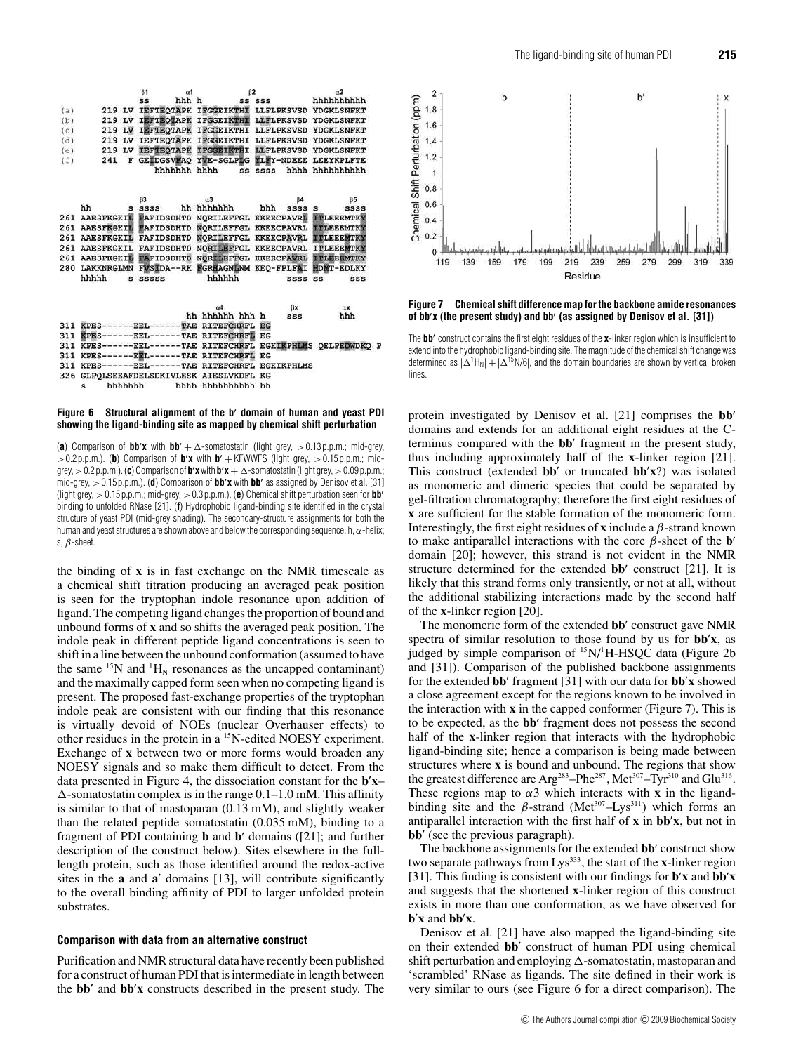**Figure 6 Structural alignment of the b′ domain of human and yeast PDI showing the ligand-binding site as mapped by chemical shift perturbation**

(**a**) Comparison of **bb′x** with **bb′** + Δ-somatostatin (light grey, > 0.13 p.p.m.; mid-grey, > 0.2 p.p.m.). (**b**) Comparison of **b′x** with **b′** + KFWWFS (light grey, > 0.15 p.p.m.; mid-grey, > 0.2 p.p.m.). (**c**) Comparison of **b′x** with **b′x** + Δ-somatostatin (light grey, > 0.09 p.p.m.; mid-grey, > 0.15 p.p.m.). (**d**) Comparison of **bb′x** with **bb′** as assigned by Denisov et al. [31] (light grey, > 0.15 p.p.m.; mid-grey, > 0.3 p.p.m.). (**e**) Chemical shift perturbation seen for **bb′** binding to unfolded RNase [21]. (**f**) Hydrophobic ligand-binding site identified in the crystal structure of yeast PDI (mid-grey shading). The secondary-structure assignments for both the human and yeast structures are shown above and below the corresponding sequence. h, α-helix; s, β-sheet.

**Figure 7 Chemical shift difference map for the backbone amide resonances of bb′x (the present study) and bb′ (as assigned by Denisov et al. [31])**

The **bb′** construct contains the first eight residues of the **x**-linker region which is insufficient to extend into the hydrophobic ligand-binding site. The magnitude of the chemical shift change was determined as $|\Delta^1H_N| + |\Delta^{15}N/6|$, and the domain boundaries are shown by vertical broken lines.

the binding of **x** is in fast exchange on the NMR timescale as a chemical shift titration producing an averaged peak position is seen for the tryptophan indole resonance upon addition of ligand. The competing ligand changes the proportion of bound and unbound forms of **x** and so shifts the averaged peak position. The indole peak in different peptide ligand concentrations is seen to shift in a line between the unbound conformation (assumed to have the same $^{15}N$ and $^1H_N$ resonances as the uncapped contaminant) and the maximally capped form seen when no competing ligand is present. The proposed fast-exchange properties of the tryptophan indole peak are consistent with our finding that this resonance is virtually devoid of NOEs (nuclear Overhauser effects) to other residues in the protein in a $^{15}N$-edited NOESY experiment. Exchange of **x** between two or more forms would broaden any NOESY signals and so make them difficult to detect. From the data presented in Figure 4, the dissociation constant for the **b′x**–Δ-somatostatin complex is in the range 0.1–1.0 mM. This affinity is similar to that of mastoparan (0.13 mM), and slightly weaker than the related peptide somatostatin (0.035 mM), binding to a fragment of PDI containing **b** and **b′** domains ([21]; and further description of the construct below). Sites elsewhere in the full-length protein, such as those identified around the redox-active sites in the **a** and **a′** domains [13], will contribute significantly to the overall binding affinity of PDI to larger unfolded protein substrates.

### Comparison with data from an alternative construct

Purification and NMR structural data have recently been published for a construct of human PDI that is intermediate in length between the **bb′** and **bb′x** constructs described in the present study. The protein investigated by Denisov et al. [21] comprises the **bb′** domains and extends for an additional eight residues at the C-terminus compared with the **bb′** fragment in the present study, thus including approximately half of the **x**-linker region [21]. This construct (extended **bb′** or truncated **bb′x**?) was isolated as monomeric and dimeric species that could be separated by gel-filtration chromatography; therefore the first eight residues of **x** are sufficient for the stable formation of the monomeric form. Interestingly, the first eight residues of **x** include a β-strand known to make antiparallel interactions with the core β-sheet of the **b′** domain [20]; however, this strand is not evident in the NMR structure determined for the extended **bb′** construct [21]. It is likely that this strand forms only transiently, or not at all, without the additional stabilizing interactions made by the second half of the **x**-linker region [20].

The monomeric form of the extended **bb′** construct gave NMR spectra of similar resolution to those found by us for **bb′x**, as judged by simple comparison of $^{15}N/^1H$-HSQC data (Figure 2b and [31]). Comparison of the published backbone assignments for the extended **bb′** fragment [31] with our data for **bb′x** showed a close agreement except for the regions known to be involved in the interaction with **x** in the capped conformer (Figure 7). This is to be expected, as the **bb′** fragment does not possess the second half of the **x**-linker region that interacts with the hydrophobic ligand-binding site; hence a comparison is being made between structures where **x** is bound and unbound. The regions that show the greatest difference are Arg[283]–Phe[287], Met[307]–Tyr[310] and Glu[316]. These regions map to α3 which interacts with **x** in the ligand-binding site and the β-strand (Met[307]–Lys[311]) which forms an antiparallel interaction with the first half of **x** in **bb′x**, but not in **bb′** (see the previous paragraph).

The backbone assignments for the extended **bb′** construct show two separate pathways from Lys[333], the start of the **x**-linker region [31]. This finding is consistent with our findings for **b′x** and **bb′x** and suggests that the shortened **x**-linker region of this construct exists in more than one conformation, as we have observed for **b′x** and **bb′x**.

Denisov et al. [21] have also mapped the ligand-binding site on their extended **bb′** construct of human PDI using chemical shift perturbation and employing Δ-somatostatin, mastoparan and 'scrambled' RNase as ligands. The site defined in their work is very similar to ours (see Figure 6 for a direct comparison). The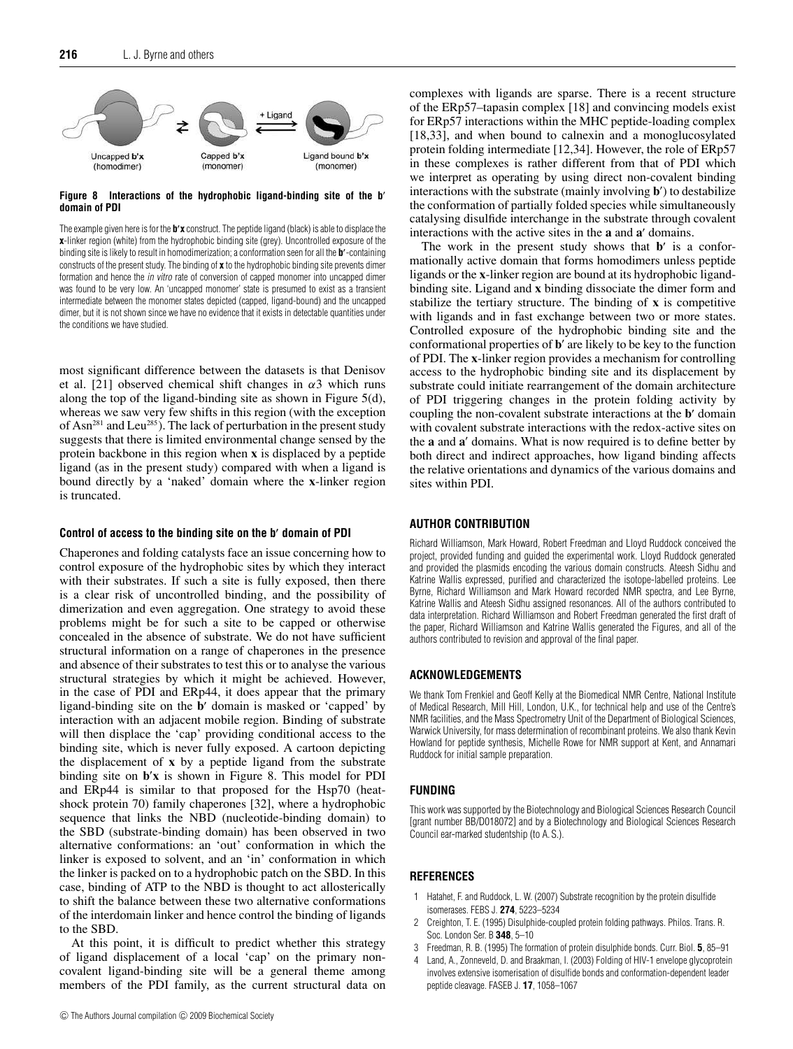Uncapped **b′x**
(homodimer)

Capped **b′x**
(monomer)

+ Ligand

Ligand bound **b′x**
(monomer)

**Figure 8 Interactions of the hydrophobic ligand-binding site of the b′ domain of PDI**

The example given here is for the **b′x** construct. The peptide ligand (black) is able to displace the **x**-linker region (white) from the hydrophobic binding site (grey). Uncontrolled exposure of the binding site is likely to result in homodimerization; a conformation seen for all the **b′**-containing constructs of the present study. The binding of **x** to the hydrophobic binding site prevents dimer formation and hence the *in vitro* rate of conversion of capped monomer into uncapped dimer was found to be very low. An 'uncapped monomer' state is presumed to exist as a transient intermediate between the monomer states depicted (capped, ligand-bound) and the uncapped dimer, but it is not shown since we have no evidence that it exists in detectable quantities under the conditions we have studied.

most significant difference between the datasets is that Denisov et al. [21] observed chemical shift changes in $\alpha 3$ which runs along the top of the ligand-binding site as shown in Figure 5(d), whereas we saw very few shifts in this region (with the exception of $Asn^{281}$ and $Leu^{285}$). The lack of perturbation in the present study suggests that there is limited environmental change sensed by the protein backbone in this region when **x** is displaced by a peptide ligand (as in the present study) compared with when a ligand is bound directly by a 'naked' domain where the **x**-linker region is truncated.

### Control of access to the binding site on the b′ domain of PDI

Chaperones and folding catalysts face an issue concerning how to control exposure of the hydrophobic sites by which they interact with their substrates. If such a site is fully exposed, then there is a clear risk of uncontrolled binding, and the possibility of dimerization and even aggregation. One strategy to avoid these problems might be for such a site to be capped or otherwise concealed in the absence of substrate. We do not have sufficient structural information on a range of chaperones in the presence and absence of their substrates to test this or to analyse the various structural strategies by which it might be achieved. However, in the case of PDI and ERp44, it does appear that the primary ligand-binding site on the **b′** domain is masked or 'capped' by interaction with an adjacent mobile region. Binding of substrate will then displace the 'cap' providing conditional access to the binding site, which is never fully exposed. A cartoon depicting the displacement of **x** by a peptide ligand from the substrate binding site on **b′x** is shown in Figure 8. This model for PDI and ERp44 is similar to that proposed for the Hsp70 (heat-shock protein 70) family chaperones [32], where a hydrophobic sequence that links the NBD (nucleotide-binding domain) to the SBD (substrate-binding domain) has been observed in two alternative conformations: an 'out' conformation in which the linker is exposed to solvent, and an 'in' conformation in which the linker is packed on to a hydrophobic patch on the SBD. In this case, binding of ATP to the NBD is thought to act allosterically to shift the balance between these two alternative conformations of the interdomain linker and hence control the binding of ligands to the SBD.

At this point, it is difficult to predict whether this strategy of ligand displacement of a local 'cap' on the primary non-covalent ligand-binding site will be a general theme among members of the PDI family, as the current structural data on complexes with ligands are sparse. There is a recent structure of the ERp57–tapasin complex [18] and convincing models exist for ERp57 interactions within the MHC peptide-loading complex [18,33], and when bound to calnexin and a monoglucosylated protein folding intermediate [12,34]. However, the role of ERp57 in these complexes is rather different from that of PDI which we interpret as operating by using direct non-covalent binding interactions with the substrate (mainly involving **b′**) to destabilize the conformation of partially folded species while simultaneously catalysing disulfide interchange in the substrate through covalent interactions with the active sites in the **a** and **a′** domains.

The work in the present study shows that **b′** is a conformationally active domain that forms homodimers unless peptide ligands or the **x**-linker region are bound at its hydrophobic ligand-binding site. Ligand and **x** binding dissociate the dimer form and stabilize the tertiary structure. The binding of **x** is competitive with ligands and in fast exchange between two or more states. Controlled exposure of the hydrophobic binding site and the conformational properties of **b′** are likely to be key to the function of PDI. The **x**-linker region provides a mechanism for controlling access to the hydrophobic binding site and its displacement by substrate could initiate rearrangement of the domain architecture of PDI triggering changes in the protein folding activity by coupling the non-covalent substrate interactions at the **b′** domain with covalent substrate interactions with the redox-active sites on the **a** and **a′** domains. What is now required is to define better by both direct and indirect approaches, how ligand binding affects the relative orientations and dynamics of the various domains and sites within PDI.

## AUTHOR CONTRIBUTION

Richard Williamson, Mark Howard, Robert Freedman and Lloyd Ruddock conceived the project, provided funding and guided the experimental work. Lloyd Ruddock generated and provided the plasmids encoding the various domain constructs. Ateesh Sidhu and Katrine Wallis expressed, purified and characterized the isotope-labelled proteins. Lee Byrne, Richard Williamson and Mark Howard recorded NMR spectra, and Lee Byrne, Katrine Wallis and Ateesh Sidhu assigned resonances. All of the authors contributed to data interpretation. Richard Williamson and Robert Freedman generated the first draft of the paper, Richard Williamson and Katrine Wallis generated the Figures, and all of the authors contributed to revision and approval of the final paper.

## ACKNOWLEDGEMENTS

We thank Tom Frenkiel and Geoff Kelly at the Biomedical NMR Centre, National Institute of Medical Research, Mill Hill, London, U.K., for technical help and use of the Centre's NMR facilities, and the Mass Spectrometry Unit of the Department of Biological Sciences, Warwick University, for mass determination of recombinant proteins. We also thank Kevin Howland for peptide synthesis, Michelle Rowe for NMR support at Kent, and Annamari Ruddock for initial sample preparation.

## FUNDING

This work was supported by the Biotechnology and Biological Sciences Research Council [grant number BB/D018072] and by a Biotechnology and Biological Sciences Research Council ear-marked studentship (to A. S.).

## REFERENCES

1. Hatahet, F. and Ruddock, L. W. (2007) Substrate recognition by the protein disulfide isomerases. FEBS J. **274**, 5223–5234
2. Creighton, T. E. (1995) Disulphide-coupled protein folding pathways. Philos. Trans. R. Soc. London Ser. B **348**, 5–10
3. Freedman, R. B. (1995) The formation of protein disulphide bonds. Curr. Biol. **5**, 85–91
4. Land, A., Zonneveld, D. and Braakman, I. (2003) Folding of HIV-1 envelope glycoprotein involves extensive isomerisation of disulfide bonds and conformation-dependent leader peptide cleavage. FASEB J. **17**, 1058–1067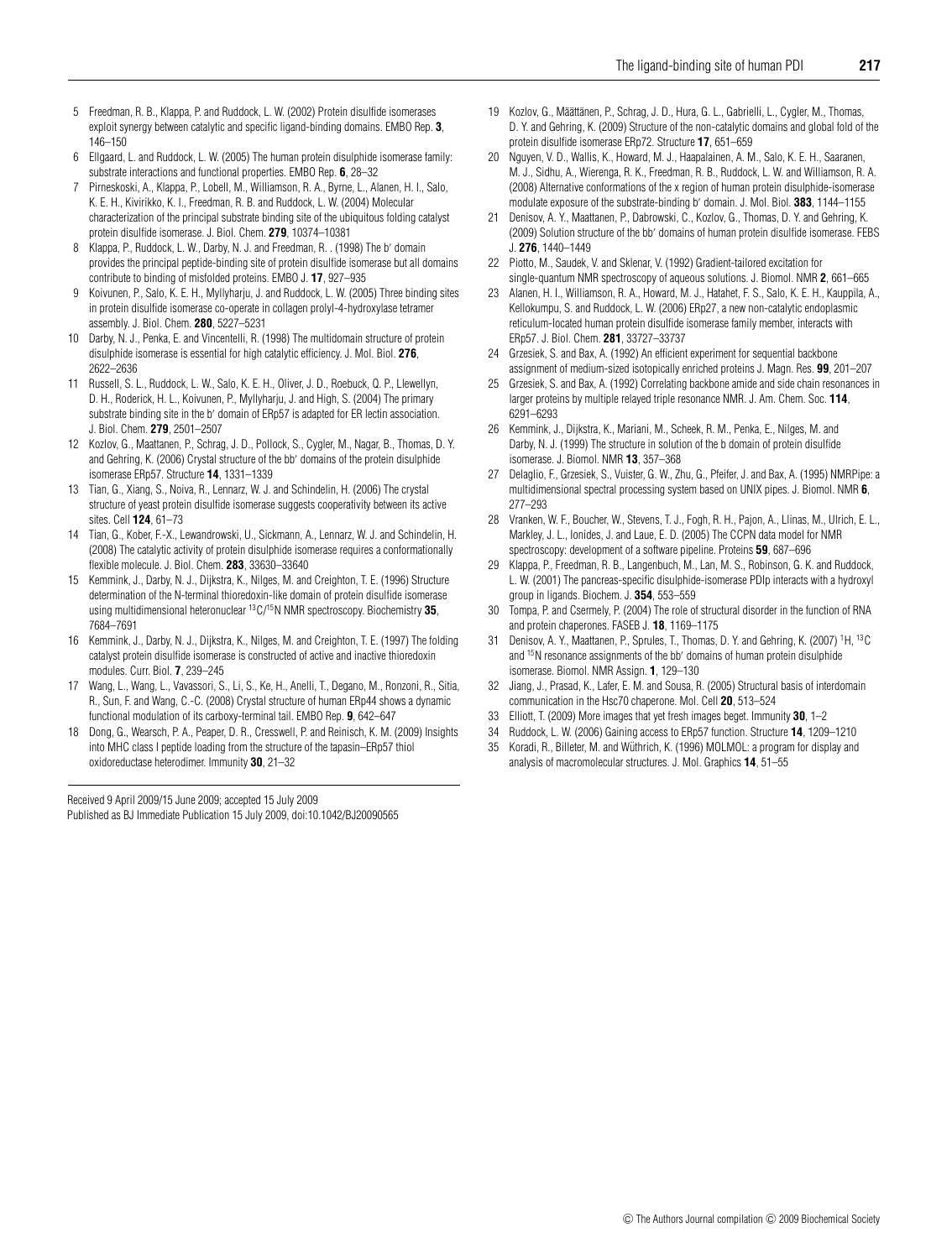5 Freedman, R. B., Klappa, P. and Ruddock, L. W. (2002) Protein disulfide isomerases exploit synergy between catalytic and specific ligand-binding domains. EMBO Rep. **3**, 146–150

6 Ellgaard, L. and Ruddock, L. W. (2005) The human protein disulphide isomerase family: substrate interactions and functional properties. EMBO Rep. **6**, 28–32

7 Pirneskoski, A., Klappa, P., Lobell, M., Williamson, R. A., Byrne, L., Alanen, H. I., Salo, K. E. H., Kivirikko, K. I., Freedman, R. B. and Ruddock, L. W. (2004) Molecular characterization of the principal substrate binding site of the ubiquitous folding catalyst protein disulfide isomerase. J. Biol. Chem. **279**, 10374–10381

8 Klappa, P., Ruddock, L. W., Darby, N. J. and Freedman, R. . (1998) The b′ domain provides the principal peptide-binding site of protein disulfide isomerase but all domains contribute to binding of misfolded proteins. EMBO J. **17**, 927–935

9 Koivunen, P., Salo, K. E. H., Myllyharju, J. and Ruddock, L. W. (2005) Three binding sites in protein disulfide isomerase co-operate in collagen prolyl-4-hydroxylase tetramer assembly. J. Biol. Chem. **280**, 5227–5231

10 Darby, N. J., Penka, E. and Vincentelli, R. (1998) The multidomain structure of protein disulphide isomerase is essential for high catalytic efficiency. J. Mol. Biol. **276**, 2622–2636

11 Russell, S. L., Ruddock, L. W., Salo, K. E. H., Oliver, J. D., Roebuck, Q. P., Llewellyn, D. H., Roderick, H. L., Koivunen, P., Myllyharju, J. and High, S. (2004) The primary substrate binding site in the b′ domain of ERp57 is adapted for ER lectin association. J. Biol. Chem. **279**, 2501–2507

12 Kozlov, G., Maattanen, P., Schrag, J. D., Pollock, S., Cygler, M., Nagar, B., Thomas, D. Y. and Gehring, K. (2006) Crystal structure of the bb′ domains of the protein disulphide isomerase ERp57. Structure **14**, 1331–1339

13 Tian, G., Xiang, S., Noiva, R., Lennarz, W. J. and Schindelin, H. (2006) The crystal structure of yeast protein disulfide isomerase suggests cooperativity between its active sites. Cell **124**, 61–73

14 Tian, G., Kober, F.-X., Lewandrowski, U., Sickmann, A., Lennarz, W. J. and Schindelin, H. (2008) The catalytic activity of protein disulphide isomerase requires a conformationally flexible molecule. J. Biol. Chem. **283**, 33630–33640

15 Kemmink, J., Darby, N. J., Dijkstra, K., Nilges, M. and Creighton, T. E. (1996) Structure determination of the N-terminal thioredoxin-like domain of protein disulfide isomerase using multidimensional heteronuclear $^{13}C/^{15}N$ NMR spectroscopy. Biochemistry **35**, 7684–7691

16 Kemmink, J., Darby, N. J., Dijkstra, K., Nilges, M. and Creighton, T. E. (1997) The folding catalyst protein disulfide isomerase is constructed of active and inactive thioredoxin modules. Curr. Biol. **7**, 239–245

17 Wang, L., Wang, L., Vavassori, S., Li, S., Ke, H., Anelli, T., Degano, M., Ronzoni, R., Sitia, R., Sun, F. and Wang, C.-C. (2008) Crystal structure of human ERp44 shows a dynamic functional modulation of its carboxy-terminal tail. EMBO Rep. **9**, 642–647

18 Dong, G., Wearsch, P. A., Peaper, D. R., Cresswell, P. and Reinisch, K. M. (2009) Insights into MHC class I peptide loading from the structure of the tapasin–ERp57 thiol oxidoreductase heterodimer. Immunity **30**, 21–32

19 Kozlov, G., Määttänen, P., Schrag, J. D., Hura, G. L., Gabrielli, L., Cygler, M., Thomas, D. Y. and Gehring, K. (2009) Structure of the non-catalytic domains and global fold of the protein disulfide isomerase ERp72. Structure **17**, 651–659

20 Nguyen, V. D., Wallis, K., Howard, M. J., Haapalainen, A. M., Salo, K. E. H., Saaranen, M. J., Sidhu, A., Wierenga, R. K., Freedman, R. B., Ruddock, L. W. and Williamson, R. A. (2008) Alternative conformations of the x region of human protein disulphide-isomerase modulate exposure of the substrate-binding b′ domain. J. Mol. Biol. **383**, 1144–1155

21 Denisov, A. Y., Maattanen, P., Dabrowski, C., Kozlov, G., Thomas, D. Y. and Gehring, K. (2009) Solution structure of the bb′ domains of human protein disulfide isomerase. FEBS J. **276**, 1440–1449

22 Piotto, M., Saudek, V. and Sklenar, V. (1992) Gradient-tailored excitation for single-quantum NMR spectroscopy of aqueous solutions. J. Biomol. NMR **2**, 661–665

23 Alanen, H. I., Williamson, R. A., Howard, M. J., Hatahet, F. S., Salo, K. E. H., Kauppila, A., Kellokumpu, S. and Ruddock, L. W. (2006) ERp27, a new non-catalytic endoplasmic reticulum-located human protein disulfide isomerase family member, interacts with ERp57. J. Biol. Chem. **281**, 33727–33737

24 Grzesiek, S. and Bax, A. (1992) An efficient experiment for sequential backbone assignment of medium-sized isotopically enriched proteins J. Magn. Res. **99**, 201–207

25 Grzesiek, S. and Bax, A. (1992) Correlating backbone amide and side chain resonances in larger proteins by multiple relayed triple resonance NMR. J. Am. Chem. Soc. **114**, 6291–6293

26 Kemmink, J., Dijkstra, K., Mariani, M., Scheek, R. M., Penka, E., Nilges, M. and Darby, N. J. (1999) The structure in solution of the b domain of protein disulfide isomerase. J. Biomol. NMR **13**, 357–368

27 Delaglio, F., Grzesiek, S., Vuister, G. W., Zhu, G., Pfeifer, J. and Bax, A. (1995) NMRPipe: a multidimensional spectral processing system based on UNIX pipes. J. Biomol. NMR **6**, 277–293

28 Vranken, W. F., Boucher, W., Stevens, T. J., Fogh, R. H., Pajon, A., Llinas, M., Ulrich, E. L., Markley, J. L., Ionides, J. and Laue, E. D. (2005) The CCPN data model for NMR spectroscopy: development of a software pipeline. Proteins **59**, 687–696

29 Klappa, P., Freedman, R. B., Langenbuch, M., Lan, M. S., Robinson, G. K. and Ruddock, L. W. (2001) The pancreas-specific disulphide-isomerase PDIp interacts with a hydroxyl group in ligands. Biochem. J. **354**, 553–559

30 Tompa, P. and Csermely, P. (2004) The role of structural disorder in the function of RNA and protein chaperones. FASEB J. **18**, 1169–1175

31 Denisov, A. Y., Maattanen, P., Sprules, T., Thomas, D. Y. and Gehring, K. (2007) $^{1}H$, $^{13}C$ and $^{15}N$ resonance assignments of the bb′ domains of human protein disulphide isomerase. Biomol. NMR Assign. **1**, 129–130

32 Jiang, J., Prasad, K., Lafer, E. M. and Sousa, R. (2005) Structural basis of interdomain communication in the Hsc70 chaperone. Mol. Cell **20**, 513–524

33 Elliott, T. (2009) More images that yet fresh images beget. Immunity **30**, 1–2

34 Ruddock, L. W. (2006) Gaining access to ERp57 function. Structure **14**, 1209–1210

35 Koradi, R., Billeter, M. and Wüthrich, K. (1996) MOLMOL: a program for display and analysis of macromolecular structures. J. Mol. Graphics **14**, 51–55

Received 9 April 2009/15 June 2009; accepted 15 July 2009
Published as BJ Immediate Publication 15 July 2009, doi:10.1042/BJ20090565